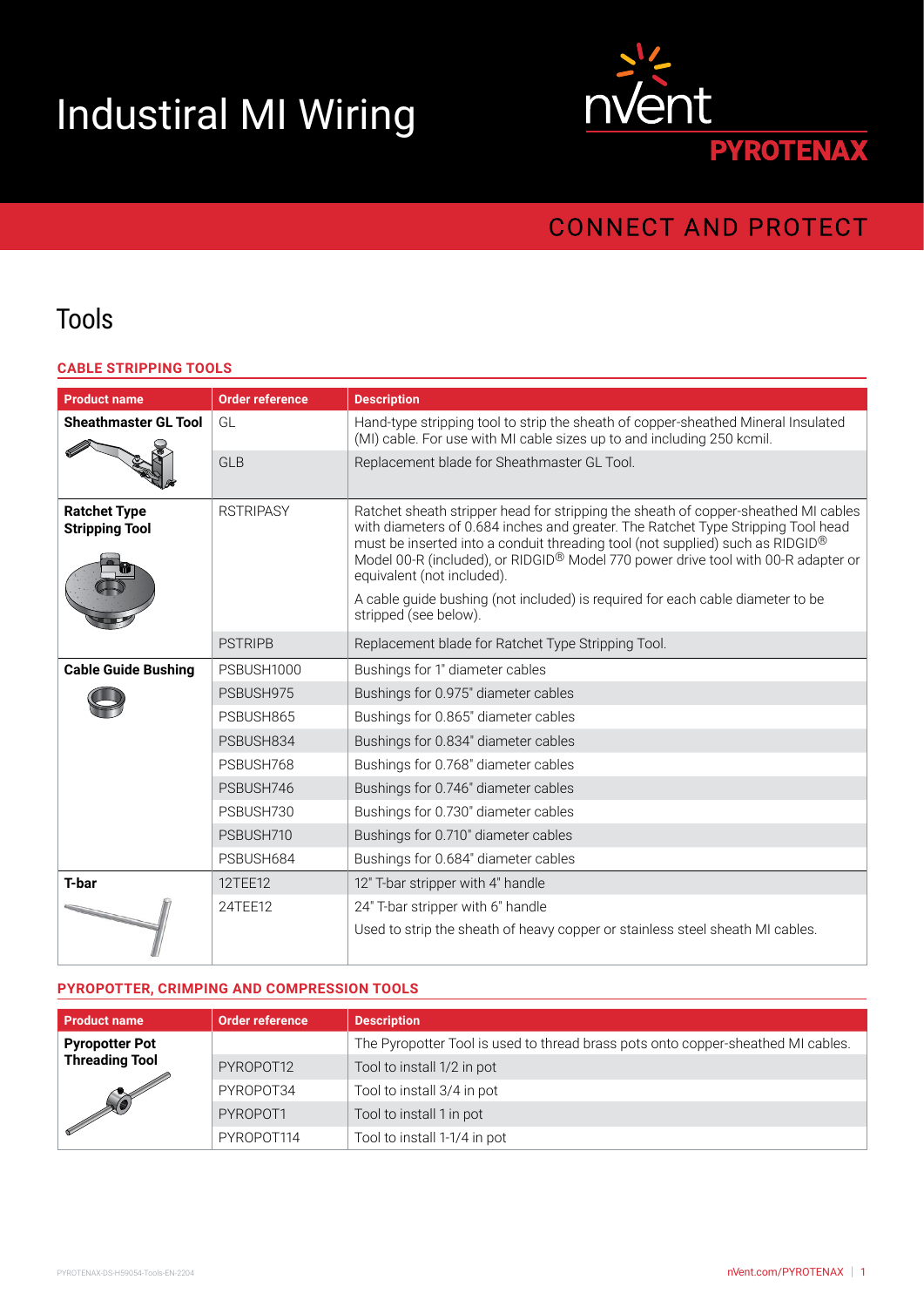# Industiral MI Wiring

nVent PYROTENAX

CONNECT AND PROTECT

## Tools

### CABLE STRIPPING TOOLS

| Product name | Order reference | Description |
|---|---|---|
| **Sheathmaster GL Tool** | GL | Hand-type stripping tool to strip the sheath of copper-sheathed Mineral Insulated (MI) cable. For use with MI cable sizes up to and including 250 kcmil. |
| | GLB | Replacement blade for Sheathmaster GL Tool. |
| **Ratchet Type Stripping Tool** | RSTRIPASY | Ratchet sheath stripper head for stripping the sheath of copper-sheathed MI cables with diameters of 0.684 inches and greater. The Ratchet Type Stripping Tool head must be inserted into a conduit threading tool (not supplied) such as RIDGID® Model 00-R (included), or RIDGID® Model 770 power drive tool with 00-R adapter or equivalent (not included). A cable guide bushing (not included) is required for each cable diameter to be stripped (see below). |
| | PSTRIPB | Replacement blade for Ratchet Type Stripping Tool. |
| **Cable Guide Bushing** | PSBUSH1000 | Bushings for 1" diameter cables |
| | PSBUSH975 | Bushings for 0.975" diameter cables |
| | PSBUSH865 | Bushings for 0.865" diameter cables |
| | PSBUSH834 | Bushings for 0.834" diameter cables |
| | PSBUSH768 | Bushings for 0.768" diameter cables |
| | PSBUSH746 | Bushings for 0.746" diameter cables |
| | PSBUSH730 | Bushings for 0.730" diameter cables |
| | PSBUSH710 | Bushings for 0.710" diameter cables |
| | PSBUSH684 | Bushings for 0.684" diameter cables |
| **T-bar** | 12TEE12 | 12" T-bar stripper with 4" handle |
| | 24TEE12 | 24" T-bar stripper with 6" handle<br>Used to strip the sheath of heavy copper or stainless steel sheath MI cables. |

### PYROPOTTER, CRIMPING AND COMPRESSION TOOLS

| Product name | Order reference | Description |
|---|---|---|
| **Pyropotter Pot Threading Tool** | | The Pyropotter Tool is used to thread brass pots onto copper-sheathed MI cables. |
| | PYROPOT12 | Tool to install 1/2 in pot |
| | PYROPOT34 | Tool to install 3/4 in pot |
| | PYROPOT1 | Tool to install 1 in pot |
| | PYROPOT114 | Tool to install 1-1/4 in pot |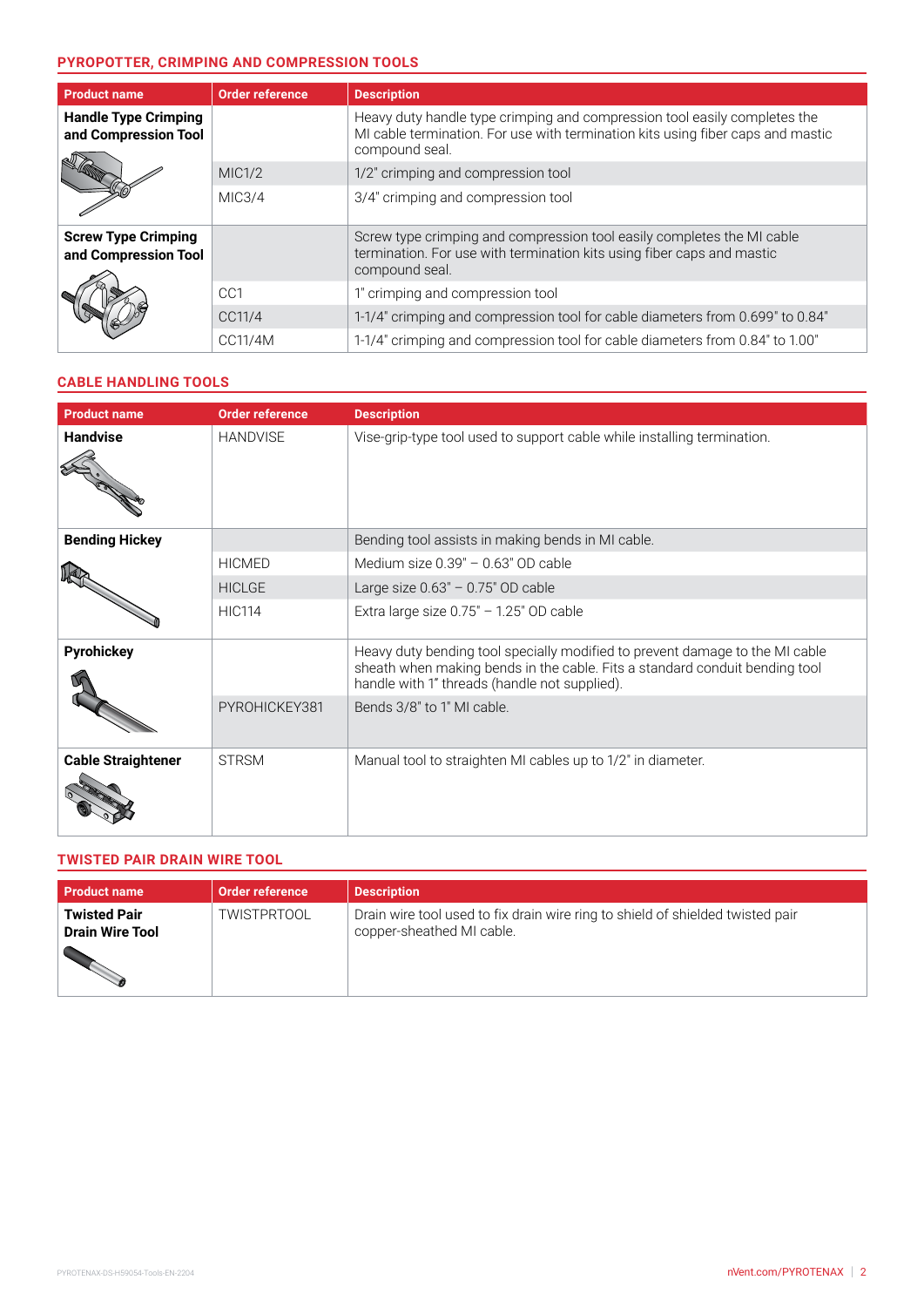## PYROPOTTER, CRIMPING AND COMPRESSION TOOLS

| Product name | Order reference | Description |
|---|---|---|
| **Handle Type Crimping and Compression Tool** | | Heavy duty handle type crimping and compression tool easily completes the MI cable termination. For use with termination kits using fiber caps and mastic compound seal. |
| | MIC1/2 | 1/2" crimping and compression tool |
| | MIC3/4 | 3/4" crimping and compression tool |
| **Screw Type Crimping and Compression Tool** | | Screw type crimping and compression tool easily completes the MI cable termination. For use with termination kits using fiber caps and mastic compound seal. |
| | CC1 | 1" crimping and compression tool |
| | CC11/4 | 1-1/4" crimping and compression tool for cable diameters from 0.699" to 0.84" |
| | CC11/4M | 1-1/4" crimping and compression tool for cable diameters from 0.84" to 1.00" |

## CABLE HANDLING TOOLS

| Product name | Order reference | Description |
|---|---|---|
| **Handvise** | HANDVISE | Vise-grip-type tool used to support cable while installing termination. |
| **Bending Hickey** | | Bending tool assists in making bends in MI cable. |
| | HICMED | Medium size 0.39" – 0.63" OD cable |
| | HICLGE | Large size 0.63" – 0.75" OD cable |
| | HIC114 | Extra large size 0.75" – 1.25" OD cable |
| **Pyrohickey** | | Heavy duty bending tool specially modified to prevent damage to the MI cable sheath when making bends in the cable. Fits a standard conduit bending tool handle with 1" threads (handle not supplied). |
| | PYROHICKEY381 | Bends 3/8" to 1" MI cable. |
| **Cable Straightener** | STRSM | Manual tool to straighten MI cables up to 1/2" in diameter. |

## TWISTED PAIR DRAIN WIRE TOOL

| Product name | Order reference | Description |
|---|---|---|
| **Twisted Pair Drain Wire Tool** | TWISTPRTOOL | Drain wire tool used to fix drain wire ring to shield of shielded twisted pair copper-sheathed MI cable. |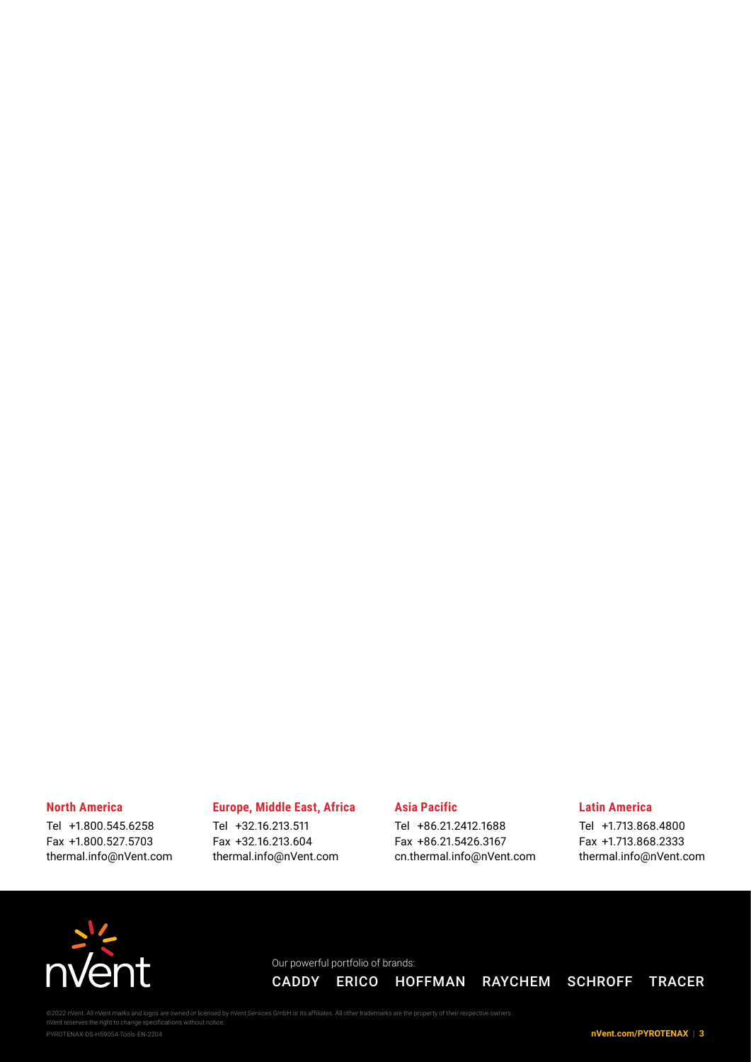#### North America

Tel +1.800.545.6258
Fax +1.800.527.5703
thermal.info@nVent.com

#### Europe, Middle East, Africa

Tel +32.16.213.511
Fax +32.16.213.604
thermal.info@nVent.com

#### Asia Pacific

Tel +86.21.2412.1688
Fax +86.21.5426.3167
cn.thermal.info@nVent.com

#### Latin America

Tel +1.713.868.4800
Fax +1.713.868.2333
thermal.info@nVent.com

Our powerful portfolio of brands:

CADDY ERICO HOFFMAN RAYCHEM SCHROFF TRACER

©2022 nVent. All nVent marks and logos are owned or licensed by nVent Services GmbH or its affiliates. All other trademarks are the property of their respective owners.
nVent reserves the right to change specifications without notice.

PYROTENAX-DS-H59054-Tools-EN-2204

**nVent.com/PYROTENAX**